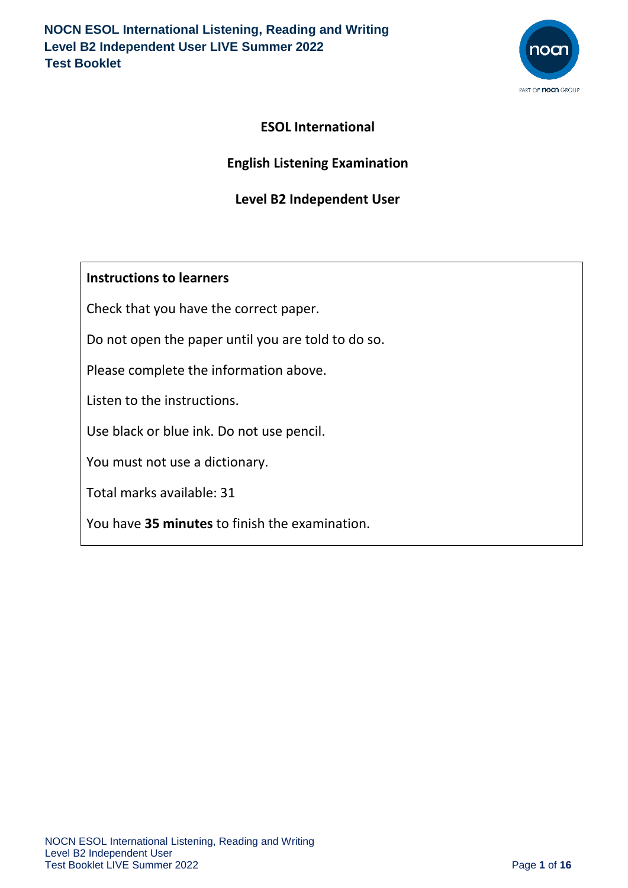# ESOL International

## English Listening Examination

## Level B2 Independent User

**Instructions to learners**

Check that you have the correct paper.

Do not open the paper until you are told to do so.

Please complete the information above.

Listen to the instructions.

Use black or blue ink. Do not use pencil.

You must not use a dictionary.

Total marks available: 31

You have **35 minutes** to finish the examination.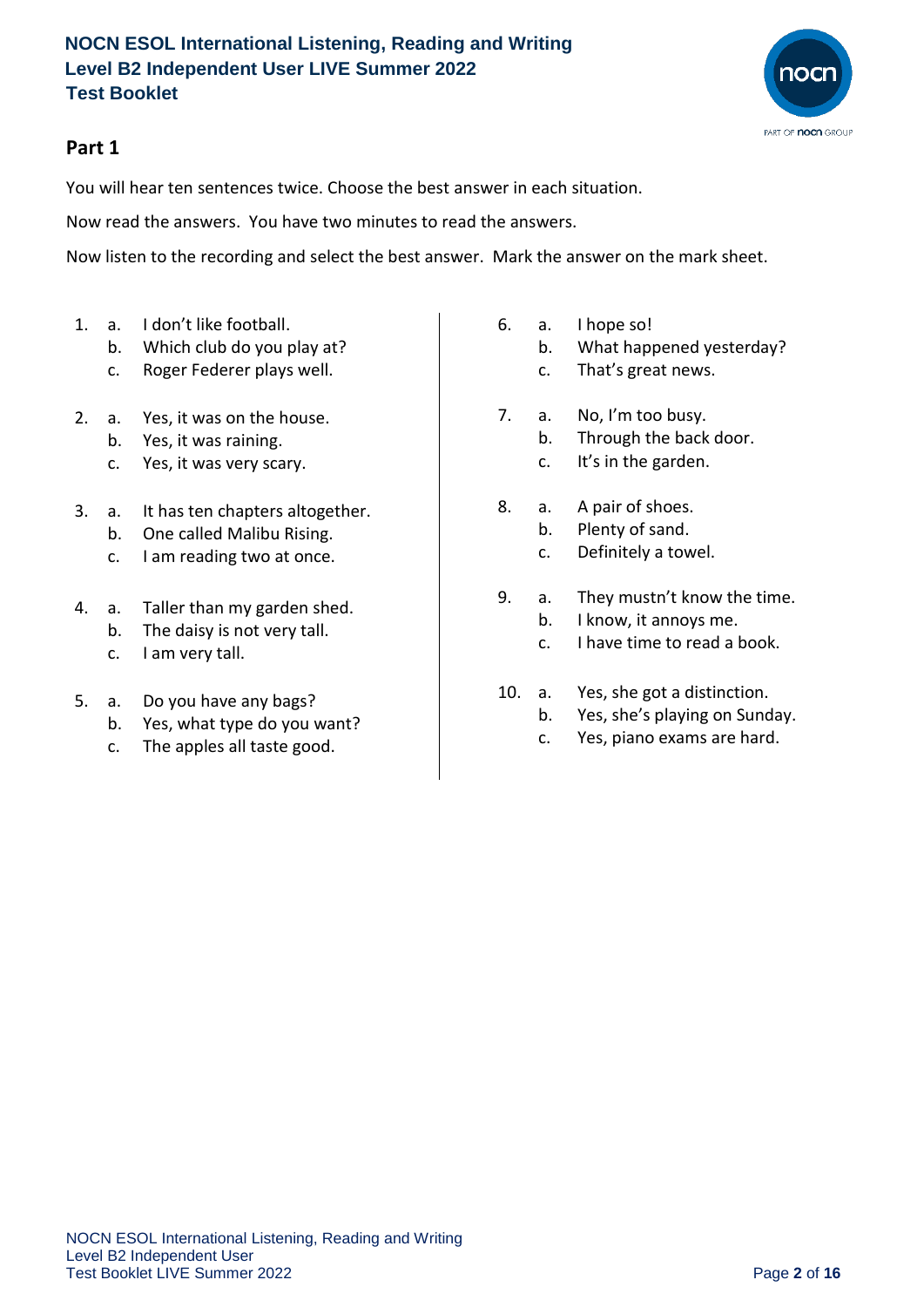## Part 1

You will hear ten sentences twice. Choose the best answer in each situation.

Now read the answers. You have two minutes to read the answers.

Now listen to the recording and select the best answer. Mark the answer on the mark sheet.

1. a. I don't like football.
   b. Which club do you play at?
   c. Roger Federer plays well.

2. a. Yes, it was on the house.
   b. Yes, it was raining.
   c. Yes, it was very scary.

3. a. It has ten chapters altogether.
   b. One called Malibu Rising.
   c. I am reading two at once.

4. a. Taller than my garden shed.
   b. The daisy is not very tall.
   c. I am very tall.

5. a. Do you have any bags?
   b. Yes, what type do you want?
   c. The apples all taste good.

6. a. I hope so!
   b. What happened yesterday?
   c. That's great news.

7. a. No, I'm too busy.
   b. Through the back door.
   c. It's in the garden.

8. a. A pair of shoes.
   b. Plenty of sand.
   c. Definitely a towel.

9. a. They mustn't know the time.
   b. I know, it annoys me.
   c. I have time to read a book.

10. a. Yes, she got a distinction.
    b. Yes, she's playing on Sunday.
    c. Yes, piano exams are hard.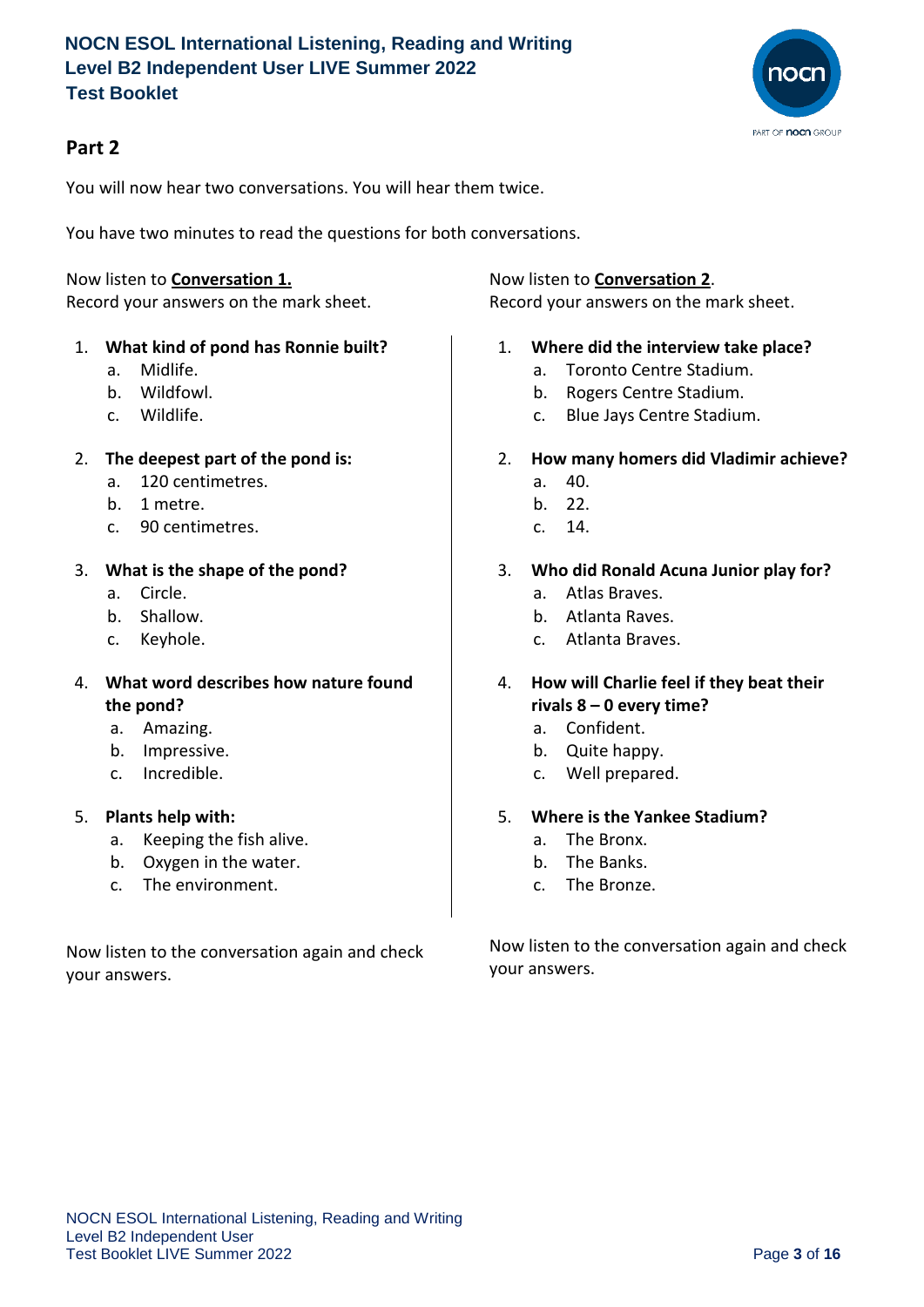## Part 2

You will now hear two conversations. You will hear them twice.

You have two minutes to read the questions for both conversations.

Now listen to **Conversation 1.**
Record your answers on the mark sheet.

1. **What kind of pond has Ronnie built?**
   a. Midlife.
   b. Wildfowl.
   c. Wildlife.

2. **The deepest part of the pond is:**
   a. 120 centimetres.
   b. 1 metre.
   c. 90 centimetres.

3. **What is the shape of the pond?**
   a. Circle.
   b. Shallow.
   c. Keyhole.

4. **What word describes how nature found the pond?**
   a. Amazing.
   b. Impressive.
   c. Incredible.

5. **Plants help with:**
   a. Keeping the fish alive.
   b. Oxygen in the water.
   c. The environment.

Now listen to the conversation again and check your answers.

Now listen to **Conversation 2**.
Record your answers on the mark sheet.

1. **Where did the interview take place?**
   a. Toronto Centre Stadium.
   b. Rogers Centre Stadium.
   c. Blue Jays Centre Stadium.

2. **How many homers did Vladimir achieve?**
   a. 40.
   b. 22.
   c. 14.

3. **Who did Ronald Acuna Junior play for?**
   a. Atlas Braves.
   b. Atlanta Raves.
   c. Atlanta Braves.

4. **How will Charlie feel if they beat their rivals 8 – 0 every time?**
   a. Confident.
   b. Quite happy.
   c. Well prepared.

5. **Where is the Yankee Stadium?**
   a. The Bronx.
   b. The Banks.
   c. The Bronze.

Now listen to the conversation again and check your answers.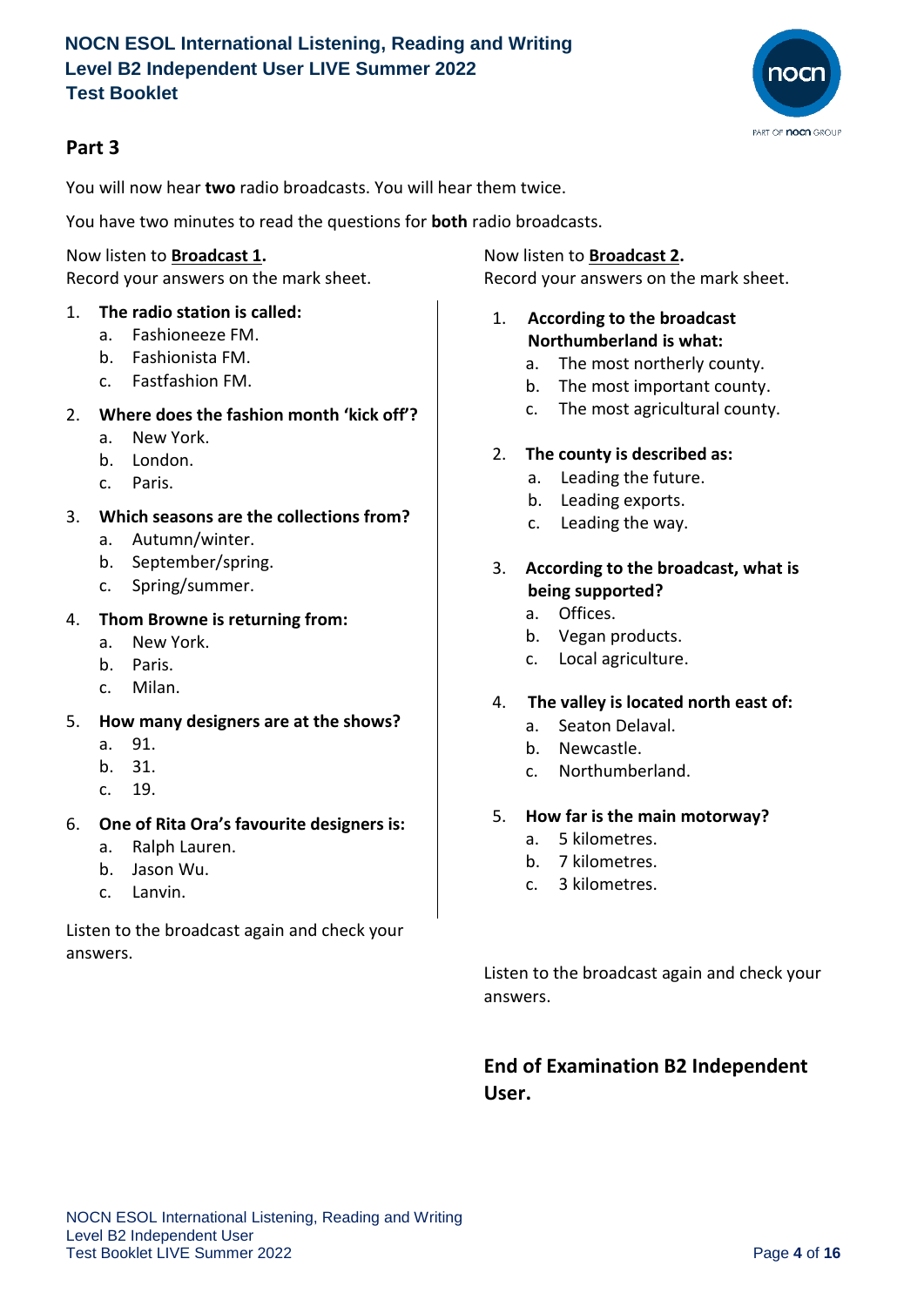## Part 3

You will now hear **two** radio broadcasts. You will hear them twice.

You have two minutes to read the questions for **both** radio broadcasts.

Now listen to **Broadcast 1.**
Record your answers on the mark sheet.

1. **The radio station is called:**
   a. Fashioneeze FM.
   b. Fashionista FM.
   c. Fastfashion FM.

2. **Where does the fashion month 'kick off'?**
   a. New York.
   b. London.
   c. Paris.

3. **Which seasons are the collections from?**
   a. Autumn/winter.
   b. September/spring.
   c. Spring/summer.

4. **Thom Browne is returning from:**
   a. New York.
   b. Paris.
   c. Milan.

5. **How many designers are at the shows?**
   a. 91.
   b. 31.
   c. 19.

6. **One of Rita Ora's favourite designers is:**
   a. Ralph Lauren.
   b. Jason Wu.
   c. Lanvin.

Listen to the broadcast again and check your answers.

Now listen to **Broadcast 2.**
Record your answers on the mark sheet.

1. **According to the broadcast Northumberland is what:**
   a. The most northerly county.
   b. The most important county.
   c. The most agricultural county.

2. **The county is described as:**
   a. Leading the future.
   b. Leading exports.
   c. Leading the way.

3. **According to the broadcast, what is being supported?**
   a. Offices.
   b. Vegan products.
   c. Local agriculture.

4. **The valley is located north east of:**
   a. Seaton Delaval.
   b. Newcastle.
   c. Northumberland.

5. **How far is the main motorway?**
   a. 5 kilometres.
   b. 7 kilometres.
   c. 3 kilometres.

Listen to the broadcast again and check your answers.

### End of Examination B2 Independent User.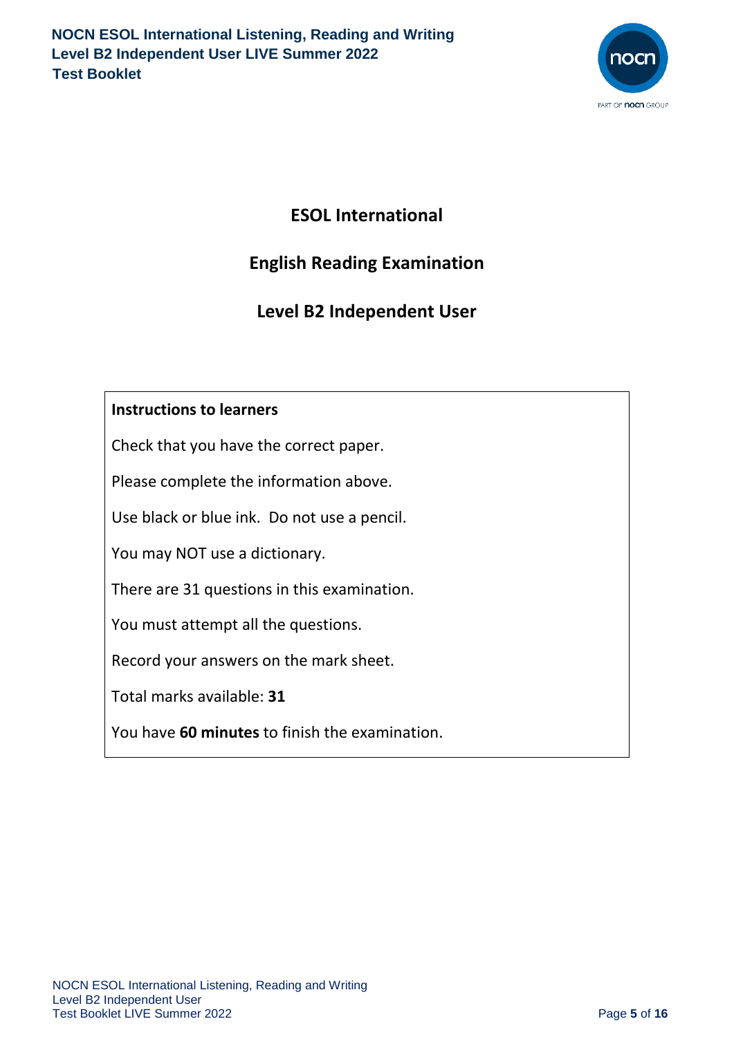# ESOL International

## English Reading Examination

## Level B2 Independent User

**Instructions to learners**

Check that you have the correct paper.

Please complete the information above.

Use black or blue ink. Do not use a pencil.

You may NOT use a dictionary.

There are 31 questions in this examination.

You must attempt all the questions.

Record your answers on the mark sheet.

Total marks available: **31**

You have **60 minutes** to finish the examination.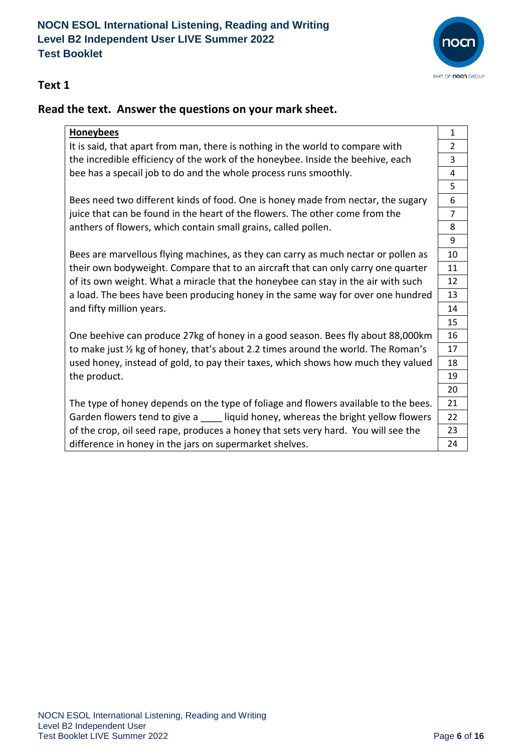## Text 1

### Read the text. Answer the questions on your mark sheet.

| | |
|---|---|
| **Honeybees** | 1 |
| It is said, that apart from man, there is nothing in the world to compare with | 2 |
| the incredible efficiency of the work of the honeybee. Inside the beehive, each | 3 |
| bee has a specail job to do and the whole process runs smoothly. | 4 |
| | 5 |
| Bees need two different kinds of food. One is honey made from nectar, the sugary | 6 |
| juice that can be found in the heart of the flowers. The other come from the | 7 |
| anthers of flowers, which contain small grains, called pollen. | 8 |
| | 9 |
| Bees are marvellous flying machines, as they can carry as much nectar or pollen as | 10 |
| their own bodyweight. Compare that to an aircraft that can only carry one quarter | 11 |
| of its own weight. What a miracle that the honeybee can stay in the air with such | 12 |
| a load. The bees have been producing honey in the same way for over one hundred | 13 |
| and fifty million years. | 14 |
| | 15 |
| One beehive can produce 27kg of honey in a good season. Bees fly about 88,000km | 16 |
| to make just ½ kg of honey, that's about 2.2 times around the world. The Roman's | 17 |
| used honey, instead of gold, to pay their taxes, which shows how much they valued | 18 |
| the product. | 19 |
| | 20 |
| The type of honey depends on the type of foliage and flowers available to the bees. | 21 |
| Garden flowers tend to give a ____ liquid honey, whereas the bright yellow flowers | 22 |
| of the crop, oil seed rape, produces a honey that sets very hard. You will see the | 23 |
| difference in honey in the jars on supermarket shelves. | 24 |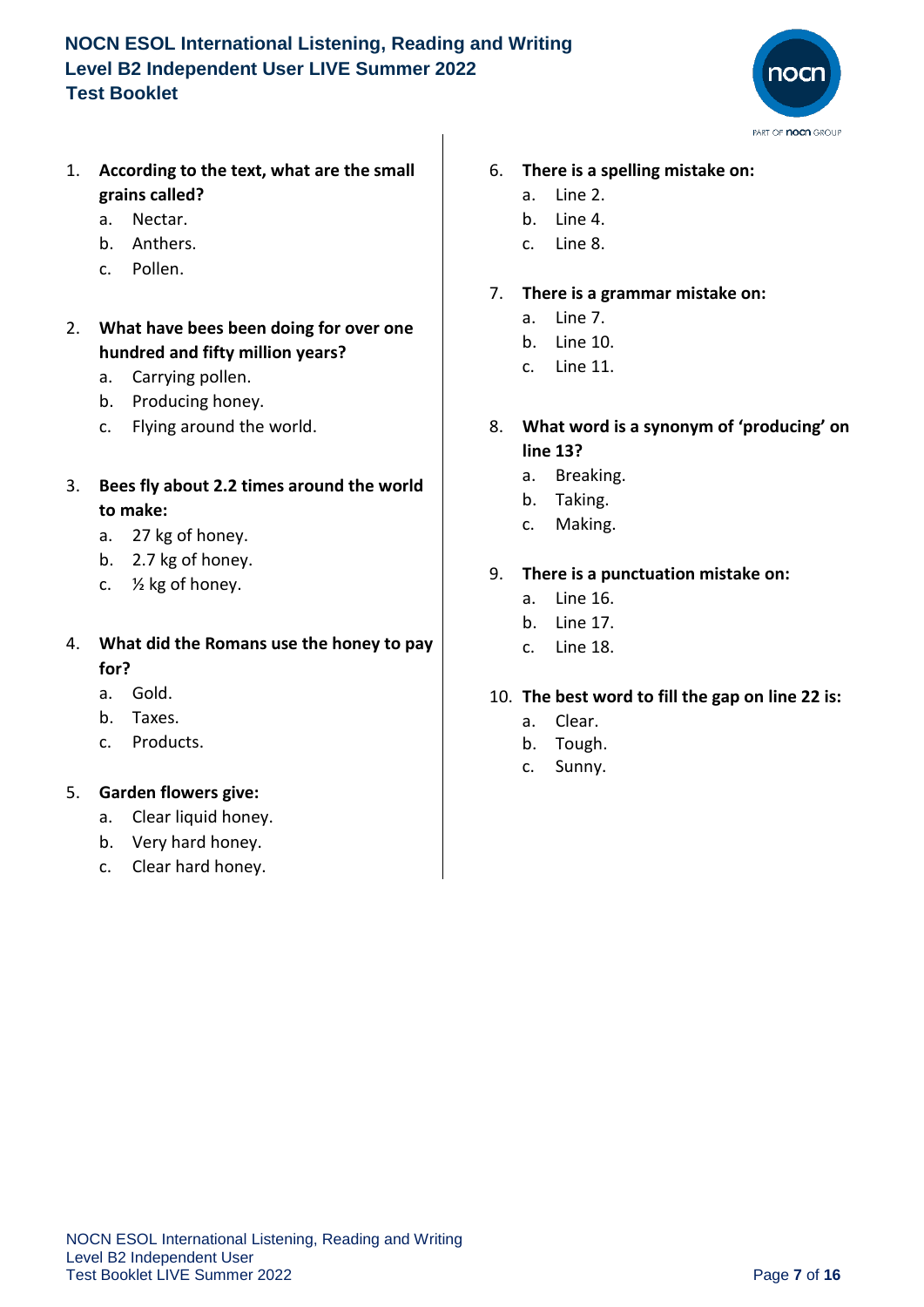1. **According to the text, what are the small grains called?**
   a. Nectar.
   b. Anthers.
   c. Pollen.

2. **What have bees been doing for over one hundred and fifty million years?**
   a. Carrying pollen.
   b. Producing honey.
   c. Flying around the world.

3. **Bees fly about 2.2 times around the world to make:**
   a. 27 kg of honey.
   b. 2.7 kg of honey.
   c. ½ kg of honey.

4. **What did the Romans use the honey to pay for?**
   a. Gold.
   b. Taxes.
   c. Products.

5. **Garden flowers give:**
   a. Clear liquid honey.
   b. Very hard honey.
   c. Clear hard honey.

6. **There is a spelling mistake on:**
   a. Line 2.
   b. Line 4.
   c. Line 8.

7. **There is a grammar mistake on:**
   a. Line 7.
   b. Line 10.
   c. Line 11.

8. **What word is a synonym of 'producing' on line 13?**
   a. Breaking.
   b. Taking.
   c. Making.

9. **There is a punctuation mistake on:**
   a. Line 16.
   b. Line 17.
   c. Line 18.

10. **The best word to fill the gap on line 22 is:**
    a. Clear.
    b. Tough.
    c. Sunny.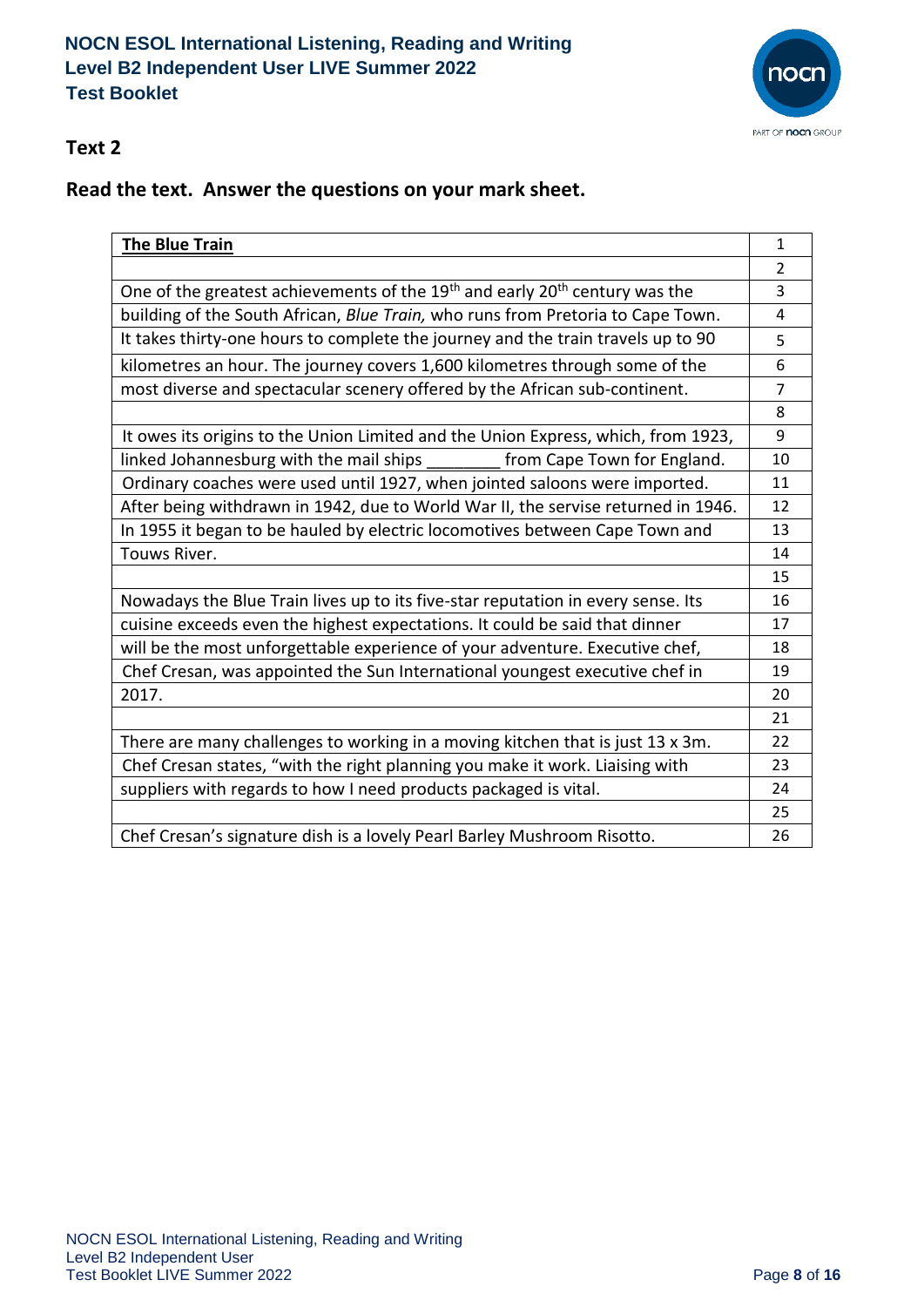## Text 2

### Read the text. Answer the questions on your mark sheet.

| **The Blue Train** | 1 |
|---|---|
| | 2 |
| One of the greatest achievements of the 19th and early 20th century was the | 3 |
| building of the South African, *Blue Train,* who runs from Pretoria to Cape Town. | 4 |
| It takes thirty-one hours to complete the journey and the train travels up to 90 | 5 |
| kilometres an hour. The journey covers 1,600 kilometres through some of the | 6 |
| most diverse and spectacular scenery offered by the African sub-continent. | 7 |
| | 8 |
| It owes its origins to the Union Limited and the Union Express, which, from 1923, | 9 |
| linked Johannesburg with the mail ships ________ from Cape Town for England. | 10 |
| Ordinary coaches were used until 1927, when jointed saloons were imported. | 11 |
| After being withdrawn in 1942, due to World War II, the servise returned in 1946. | 12 |
| In 1955 it began to be hauled by electric locomotives between Cape Town and | 13 |
| Touws River. | 14 |
| | 15 |
| Nowadays the Blue Train lives up to its five-star reputation in every sense. Its | 16 |
| cuisine exceeds even the highest expectations. It could be said that dinner | 17 |
| will be the most unforgettable experience of your adventure. Executive chef, | 18 |
| Chef Cresan, was appointed the Sun International youngest executive chef in | 19 |
| 2017. | 20 |
| | 21 |
| There are many challenges to working in a moving kitchen that is just 13 x 3m. | 22 |
| Chef Cresan states, "with the right planning you make it work. Liaising with | 23 |
| suppliers with regards to how I need products packaged is vital. | 24 |
| | 25 |
| Chef Cresan's signature dish is a lovely Pearl Barley Mushroom Risotto. | 26 |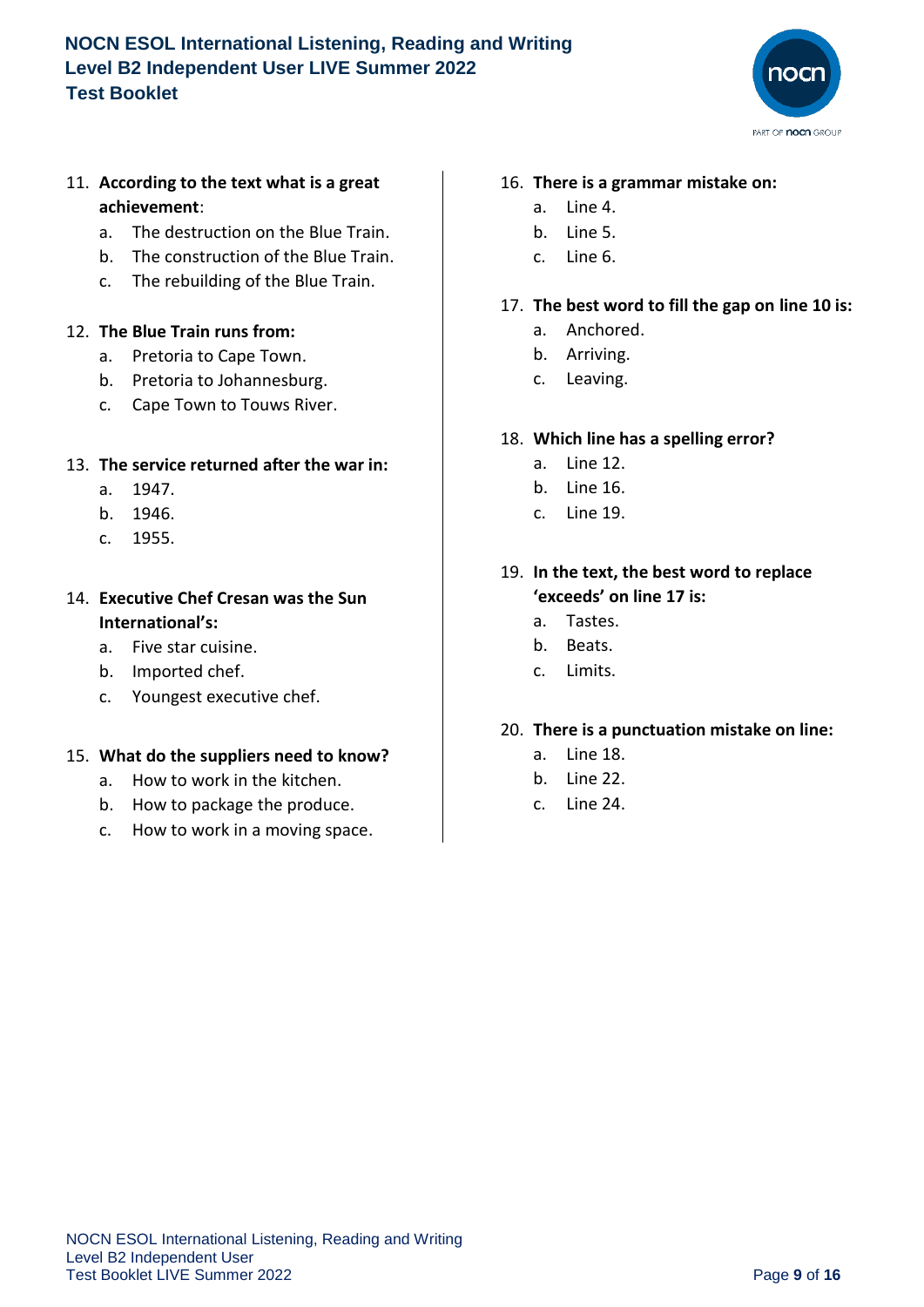11. **According to the text what is a great achievement**:
    a. The destruction on the Blue Train.
    b. The construction of the Blue Train.
    c. The rebuilding of the Blue Train.

12. **The Blue Train runs from:**
    a. Pretoria to Cape Town.
    b. Pretoria to Johannesburg.
    c. Cape Town to Touws River.

13. **The service returned after the war in:**
    a. 1947.
    b. 1946.
    c. 1955.

14. **Executive Chef Cresan was the Sun International's:**
    a. Five star cuisine.
    b. Imported chef.
    c. Youngest executive chef.

15. **What do the suppliers need to know?**
    a. How to work in the kitchen.
    b. How to package the produce.
    c. How to work in a moving space.

16. **There is a grammar mistake on:**
    a. Line 4.
    b. Line 5.
    c. Line 6.

17. **The best word to fill the gap on line 10 is:**
    a. Anchored.
    b. Arriving.
    c. Leaving.

18. **Which line has a spelling error?**
    a. Line 12.
    b. Line 16.
    c. Line 19.

19. **In the text, the best word to replace 'exceeds' on line 17 is:**
    a. Tastes.
    b. Beats.
    c. Limits.

20. **There is a punctuation mistake on line:**
    a. Line 18.
    b. Line 22.
    c. Line 24.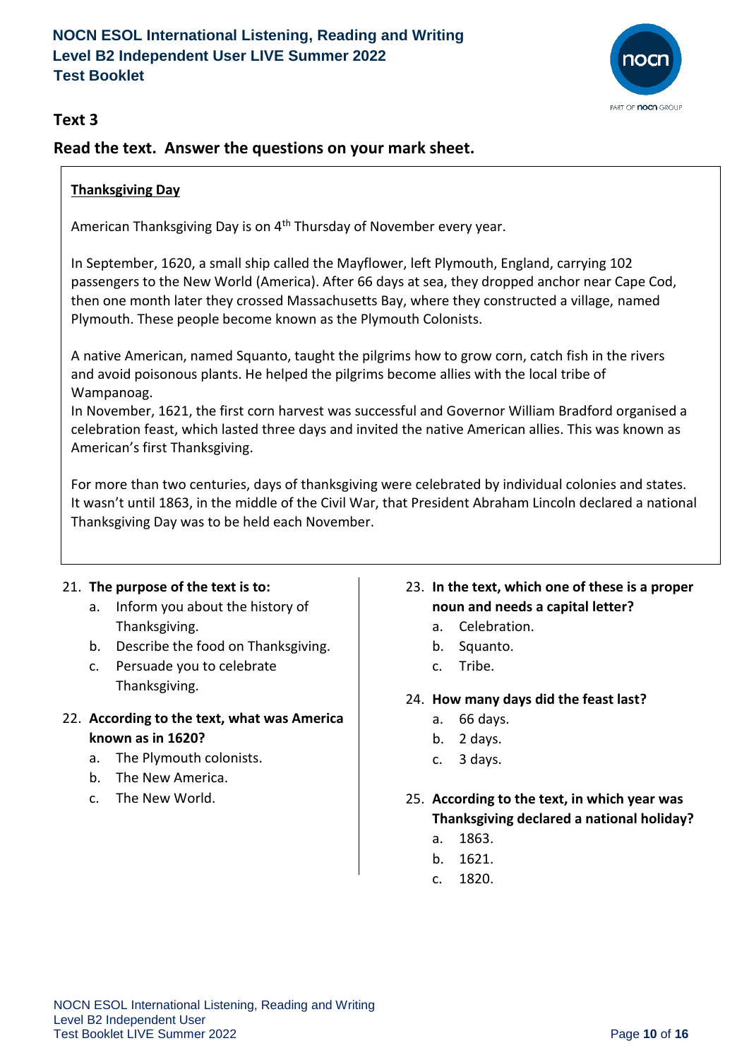## Text 3

### Read the text. Answer the questions on your mark sheet.

**Thanksgiving Day**

American Thanksgiving Day is on 4th Thursday of November every year.

In September, 1620, a small ship called the Mayflower, left Plymouth, England, carrying 102 passengers to the New World (America). After 66 days at sea, they dropped anchor near Cape Cod, then one month later they crossed Massachusetts Bay, where they constructed a village, named Plymouth. These people become known as the Plymouth Colonists.

A native American, named Squanto, taught the pilgrims how to grow corn, catch fish in the rivers and avoid poisonous plants. He helped the pilgrims become allies with the local tribe of Wampanoag.

In November, 1621, the first corn harvest was successful and Governor William Bradford organised a celebration feast, which lasted three days and invited the native American allies. This was known as American's first Thanksgiving.

For more than two centuries, days of thanksgiving were celebrated by individual colonies and states. It wasn't until 1863, in the middle of the Civil War, that President Abraham Lincoln declared a national Thanksgiving Day was to be held each November.

21. **The purpose of the text is to:**
    a. Inform you about the history of Thanksgiving.
    b. Describe the food on Thanksgiving.
    c. Persuade you to celebrate Thanksgiving.

22. **According to the text, what was America known as in 1620?**
    a. The Plymouth colonists.
    b. The New America.
    c. The New World.

23. **In the text, which one of these is a proper noun and needs a capital letter?**
    a. Celebration.
    b. Squanto.
    c. Tribe.

24. **How many days did the feast last?**
    a. 66 days.
    b. 2 days.
    c. 3 days.

25. **According to the text, in which year was Thanksgiving declared a national holiday?**
    a. 1863.
    b. 1621.
    c. 1820.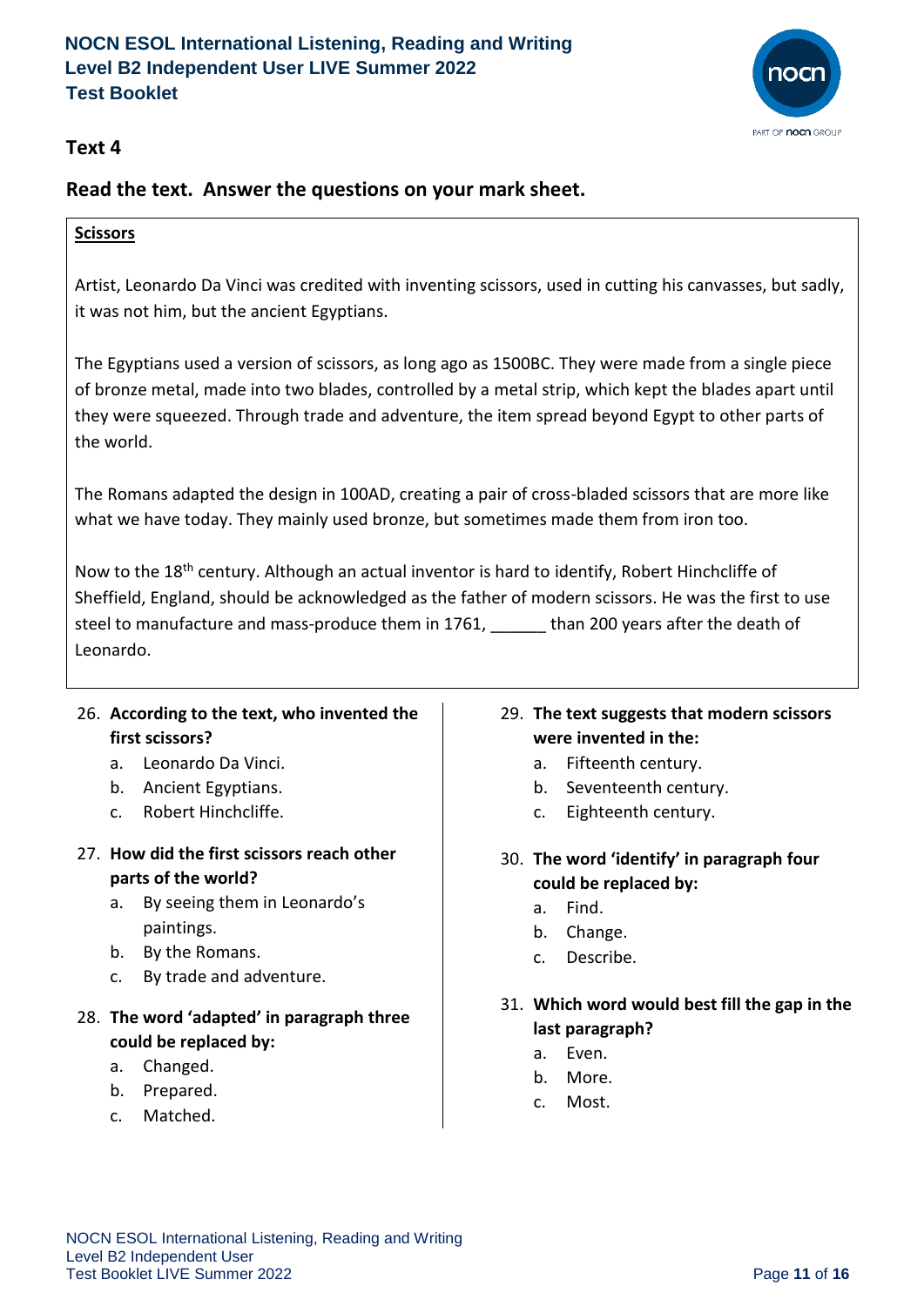## Text 4

### Read the text. Answer the questions on your mark sheet.

**Scissors**

Artist, Leonardo Da Vinci was credited with inventing scissors, used in cutting his canvasses, but sadly, it was not him, but the ancient Egyptians.

The Egyptians used a version of scissors, as long ago as 1500BC. They were made from a single piece of bronze metal, made into two blades, controlled by a metal strip, which kept the blades apart until they were squeezed. Through trade and adventure, the item spread beyond Egypt to other parts of the world.

The Romans adapted the design in 100AD, creating a pair of cross-bladed scissors that are more like what we have today. They mainly used bronze, but sometimes made them from iron too.

Now to the 18th century. Although an actual inventor is hard to identify, Robert Hinchcliffe of Sheffield, England, should be acknowledged as the father of modern scissors. He was the first to use steel to manufacture and mass-produce them in 1761, ______ than 200 years after the death of Leonardo.

26. **According to the text, who invented the first scissors?**
    a. Leonardo Da Vinci.
    b. Ancient Egyptians.
    c. Robert Hinchcliffe.

27. **How did the first scissors reach other parts of the world?**
    a. By seeing them in Leonardo's paintings.
    b. By the Romans.
    c. By trade and adventure.

28. **The word 'adapted' in paragraph three could be replaced by:**
    a. Changed.
    b. Prepared.
    c. Matched.

29. **The text suggests that modern scissors were invented in the:**
    a. Fifteenth century.
    b. Seventeenth century.
    c. Eighteenth century.

30. **The word 'identify' in paragraph four could be replaced by:**
    a. Find.
    b. Change.
    c. Describe.

31. **Which word would best fill the gap in the last paragraph?**
    a. Even.
    b. More.
    c. Most.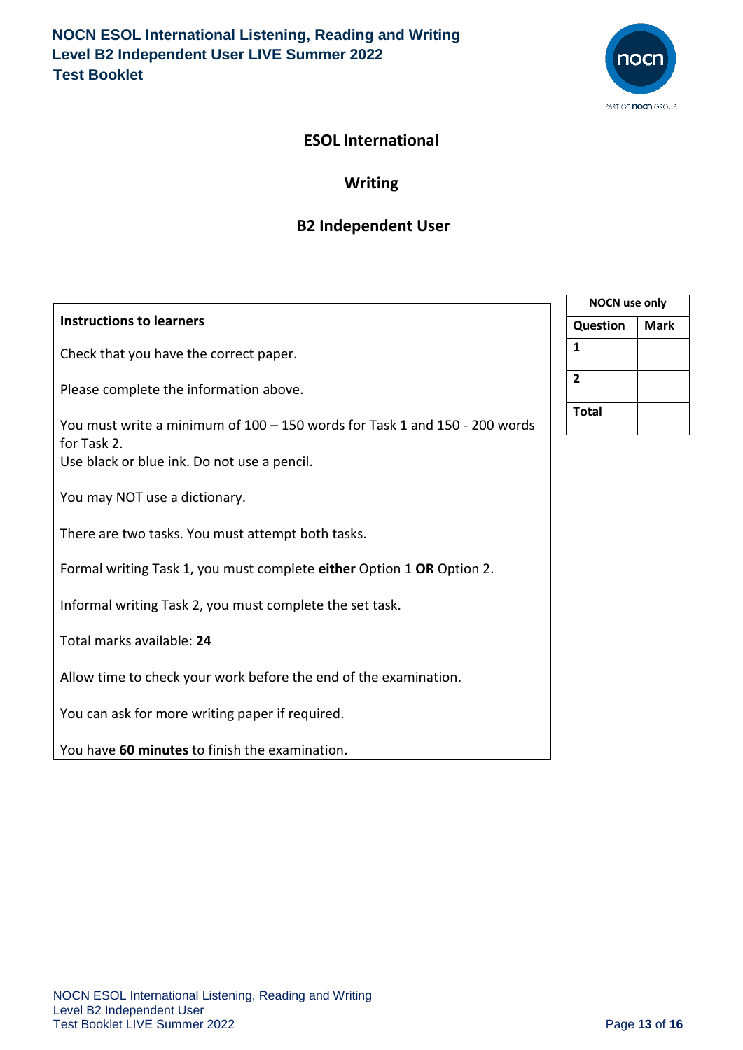# ESOL International

## Writing

## B2 Independent User

| NOCN use only | |
|---|---|
| **Question** | **Mark** |
| **1** | |
| **2** | |
| **Total** | |

**Instructions to learners**

Check that you have the correct paper.

Please complete the information above.

You must write a minimum of 100 – 150 words for Task 1 and 150 - 200 words for Task 2.
Use black or blue ink. Do not use a pencil.

You may NOT use a dictionary.

There are two tasks. You must attempt both tasks.

Formal writing Task 1, you must complete **either** Option 1 **OR** Option 2.

Informal writing Task 2, you must complete the set task.

Total marks available: **24**

Allow time to check your work before the end of the examination.

You can ask for more writing paper if required.

You have **60 minutes** to finish the examination.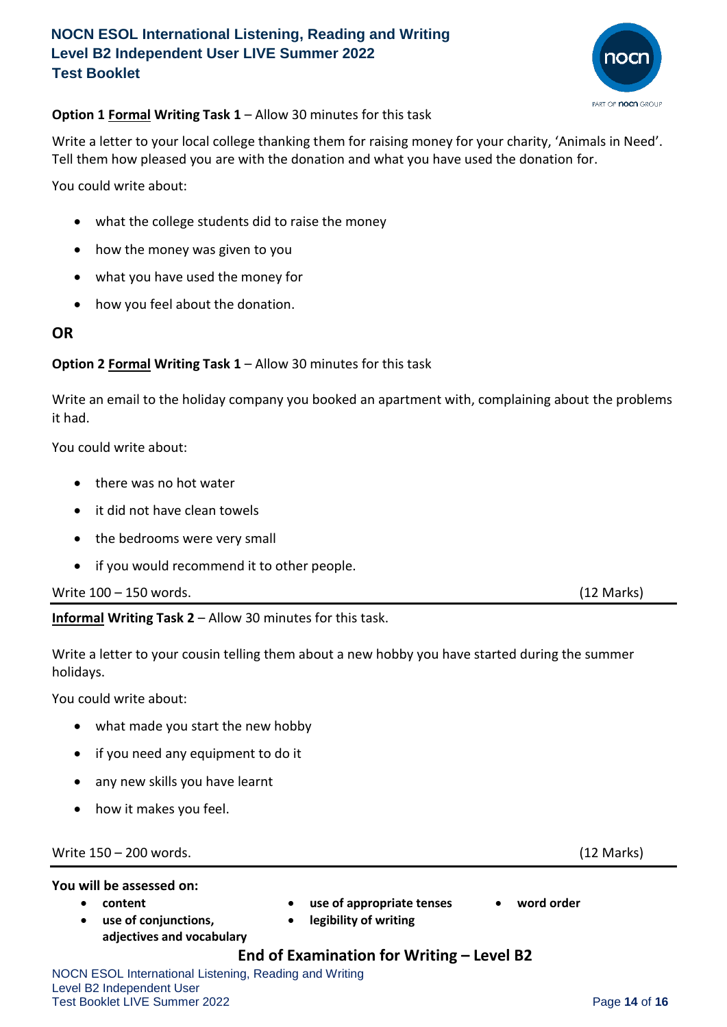**Option 1 Formal Writing Task 1** – Allow 30 minutes for this task

Write a letter to your local college thanking them for raising money for your charity, 'Animals in Need'. Tell them how pleased you are with the donation and what you have used the donation for.

You could write about:

- what the college students did to raise the money
- how the money was given to you
- what you have used the money for
- how you feel about the donation.

**OR**

**Option 2 Formal Writing Task 1** – Allow 30 minutes for this task

Write an email to the holiday company you booked an apartment with, complaining about the problems it had.

You could write about:

- there was no hot water
- it did not have clean towels
- the bedrooms were very small
- if you would recommend it to other people.

Write 100 – 150 words. (12 Marks)

---

**Informal Writing Task 2** – Allow 30 minutes for this task.

Write a letter to your cousin telling them about a new hobby you have started during the summer holidays.

You could write about:

- what made you start the new hobby
- if you need any equipment to do it
- any new skills you have learnt
- how it makes you feel.

Write 150 – 200 words. (12 Marks)

---

**You will be assessed on:**

- **content**
- **use of conjunctions, adjectives and vocabulary**
- **use of appropriate tenses**
- **legibility of writing**
- **word order**

**End of Examination for Writing – Level B2**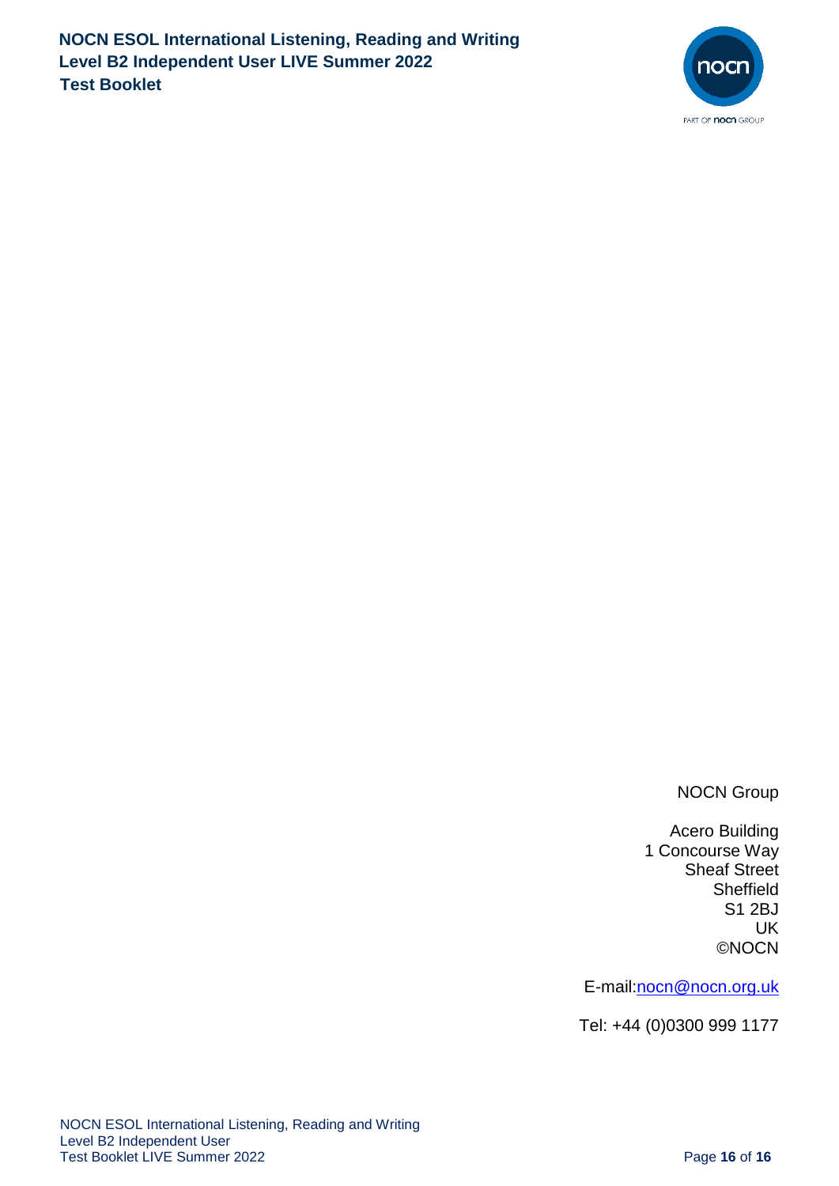NOCN Group

Acero Building
1 Concourse Way
Sheaf Street
Sheffield
S1 2BJ
UK
©NOCN

E-mail:nocn@nocn.org.uk

Tel: +44 (0)0300 999 1177